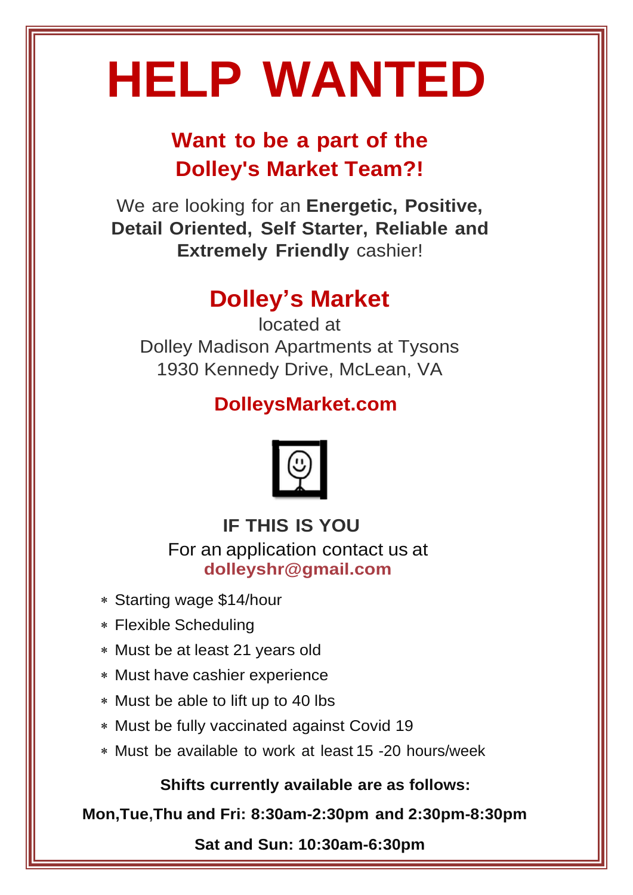# HELP WANTED

## Want to be a part of the Dolley's Market Team?!

We are looking for an **Energetic, Positive, Detail Oriented, Self Starter, Reliable and Extremely Friendly** cashier!

## Dolley's Market

located at
Dolley Madison Apartments at Tysons
1930 Kennedy Drive, McLean, VA

**DolleysMarket.com**

**IF THIS IS YOU**

For an application contact us at
**dolleyshr@gmail.com**

- Starting wage $14/hour
- Flexible Scheduling
- Must be at least 21 years old
- Must have cashier experience
- Must be able to lift up to 40 lbs
- Must be fully vaccinated against Covid 19
- Must be available to work at least 15 -20 hours/week

**Shifts currently available are as follows:**

**Mon,Tue,Thu and Fri: 8:30am-2:30pm and 2:30pm-8:30pm**

**Sat and Sun: 10:30am-6:30pm**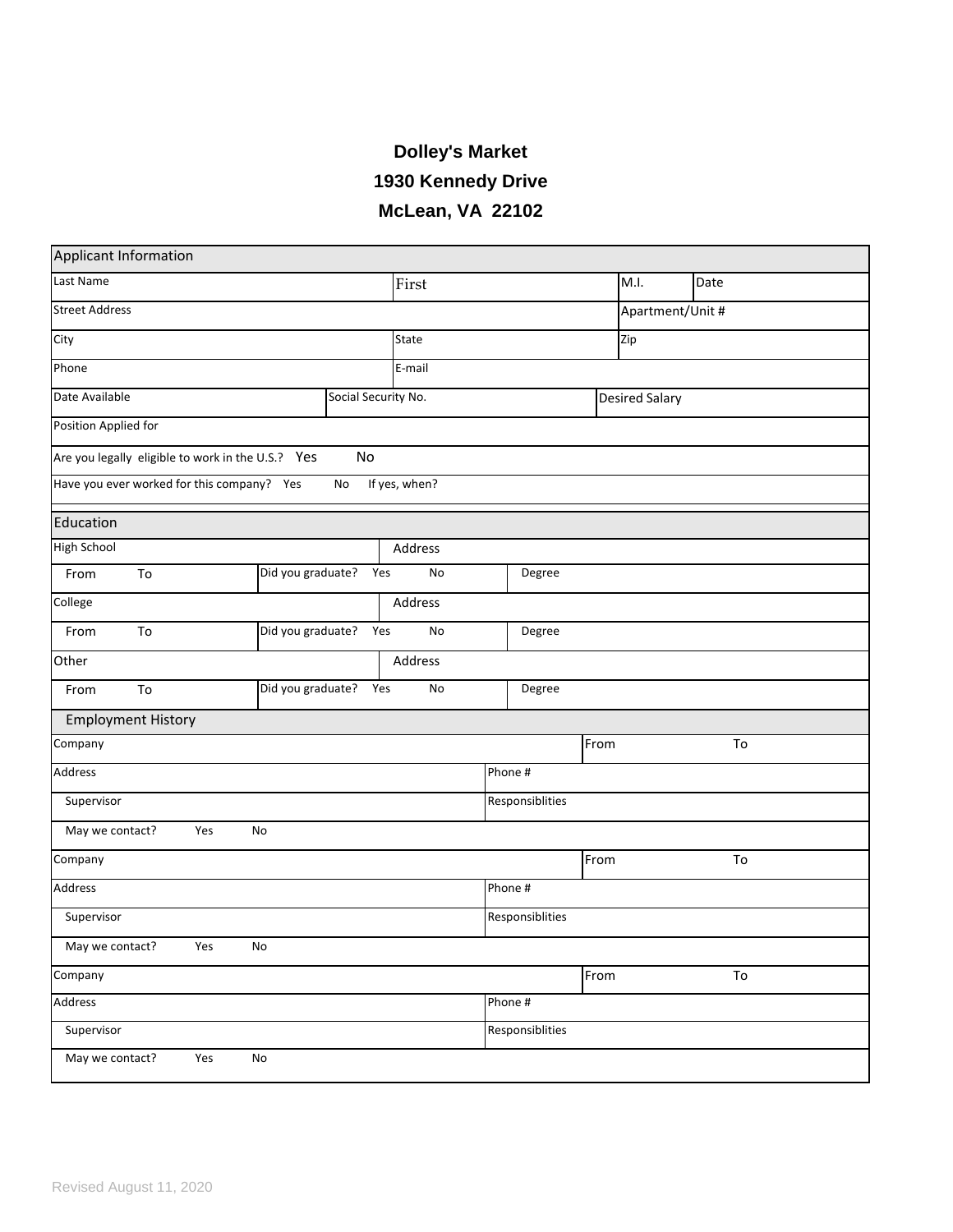# Dolley's Market

**1930 Kennedy Drive**

**McLean, VA 22102**

| Applicant Information | | | |
|---|---|---|---|
| Last Name | First | M.I. | Date |
| Street Address | | Apartment/Unit # | |
| City | State | Zip | |
| Phone | E-mail | | |
| Date Available | Social Security No. | Desired Salary | |
| Position Applied for | | | |
| Are you legally eligible to work in the U.S.? Yes No | | | |
| Have you ever worked for this company? Yes No If yes, when? | | | |

| Education | | | |
|---|---|---|---|
| High School | | Address | |
| From To | Did you graduate? Yes No | | Degree |
| College | | Address | |
| From To | Did you graduate? Yes No | | Degree |
| Other | | Address | |
| From To | Did you graduate? Yes No | | Degree |

| Employment History | | | |
|---|---|---|---|
| Company | | From | To |
| Address | Phone # | | |
| Supervisor | Responsiblities | | |
| May we contact? Yes No | | | |
| Company | | From | To |
| Address | Phone # | | |
| Supervisor | Responsiblities | | |
| May we contact? Yes No | | | |
| Company | | From | To |
| Address | Phone # | | |
| Supervisor | Responsiblities | | |
| May we contact? Yes No | | | |

Revised August 11, 2020